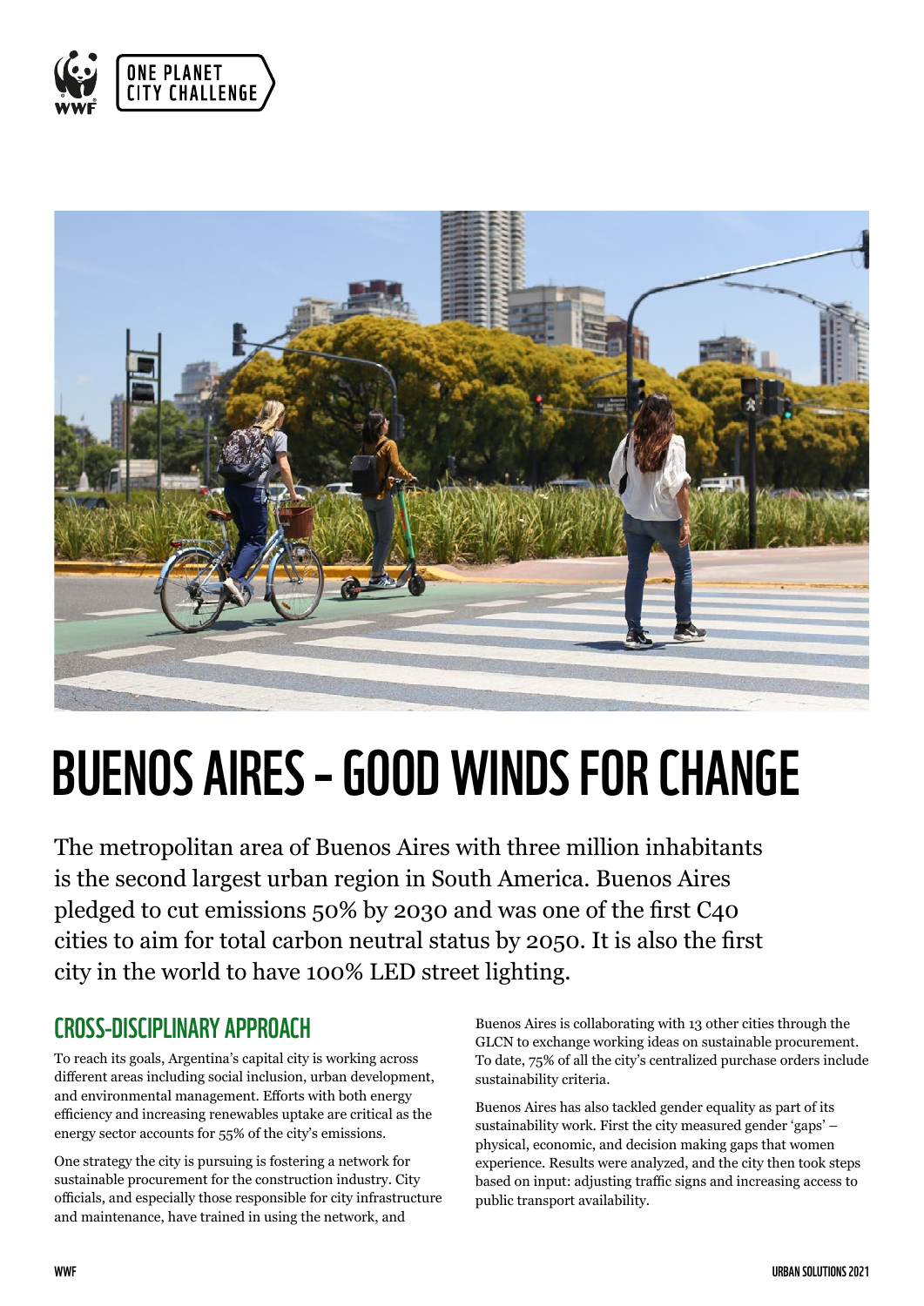# BUENOS AIRES – GOOD WINDS FOR CHANGE

The metropolitan area of Buenos Aires with three million inhabitants is the second largest urban region in South America. Buenos Aires pledged to cut emissions 50% by 2030 and was one of the first C40 cities to aim for total carbon neutral status by 2050. It is also the first city in the world to have 100% LED street lighting.

## CROSS-DISCIPLINARY APPROACH

To reach its goals, Argentina's capital city is working across different areas including social inclusion, urban development, and environmental management. Efforts with both energy efficiency and increasing renewables uptake are critical as the energy sector accounts for 55% of the city's emissions.

One strategy the city is pursuing is fostering a network for sustainable procurement for the construction industry. City officials, and especially those responsible for city infrastructure and maintenance, have trained in using the network, and Buenos Aires is collaborating with 13 other cities through the GLCN to exchange working ideas on sustainable procurement. To date, 75% of all the city's centralized purchase orders include sustainability criteria.

Buenos Aires has also tackled gender equality as part of its sustainability work. First the city measured gender 'gaps' – physical, economic, and decision making gaps that women experience. Results were analyzed, and the city then took steps based on input: adjusting traffic signs and increasing access to public transport availability.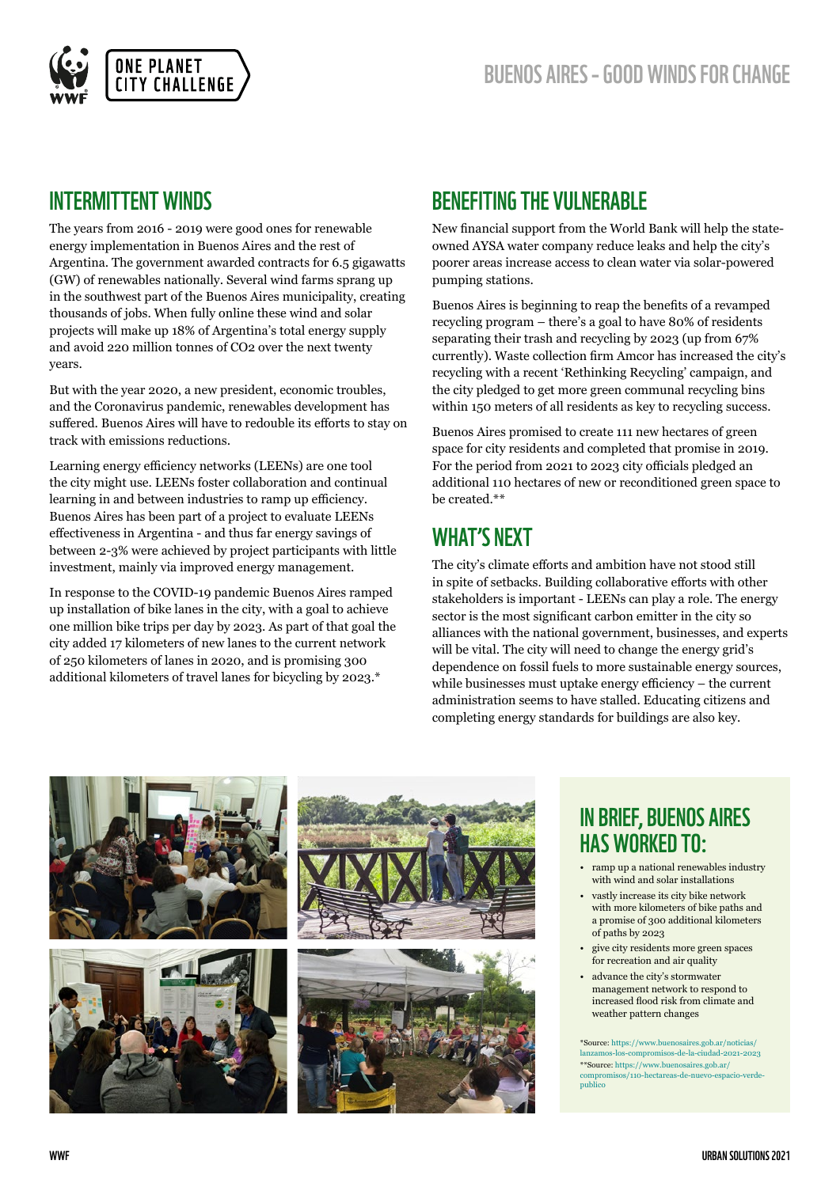## INTERMITTENT WINDS

The years from 2016 - 2019 were good ones for renewable energy implementation in Buenos Aires and the rest of Argentina. The government awarded contracts for 6.5 gigawatts (GW) of renewables nationally. Several wind farms sprang up in the southwest part of the Buenos Aires municipality, creating thousands of jobs. When fully online these wind and solar projects will make up 18% of Argentina's total energy supply and avoid 220 million tonnes of $CO_2$ over the next twenty years.

But with the year 2020, a new president, economic troubles, and the Coronavirus pandemic, renewables development has suffered. Buenos Aires will have to redouble its efforts to stay on track with emissions reductions.

Learning energy efficiency networks (LEENs) are one tool the city might use. LEENs foster collaboration and continual learning in and between industries to ramp up efficiency. Buenos Aires has been part of a project to evaluate LEENs effectiveness in Argentina - and thus far energy savings of between 2-3% were achieved by project participants with little investment, mainly via improved energy management.

In response to the COVID-19 pandemic Buenos Aires ramped up installation of bike lanes in the city, with a goal to achieve one million bike trips per day by 2023. As part of that goal the city added 17 kilometers of new lanes to the current network of 250 kilometers of lanes in 2020, and is promising 300 additional kilometers of travel lanes for bicycling by 2023.*

## BENEFITING THE VULNERABLE

New financial support from the World Bank will help the state-owned AYSA water company reduce leaks and help the city's poorer areas increase access to clean water via solar-powered pumping stations.

Buenos Aires is beginning to reap the benefits of a revamped recycling program – there's a goal to have 80% of residents separating their trash and recycling by 2023 (up from 67% currently). Waste collection firm Amcor has increased the city's recycling with a recent 'Rethinking Recycling' campaign, and the city pledged to get more green communal recycling bins within 150 meters of all residents as key to recycling success.

Buenos Aires promised to create 111 new hectares of green space for city residents and completed that promise in 2019. For the period from 2021 to 2023 city officials pledged an additional 110 hectares of new or reconditioned green space to be created.**

## WHAT'S NEXT

The city's climate efforts and ambition have not stood still in spite of setbacks. Building collaborative efforts with other stakeholders is important - LEENs can play a role. The energy sector is the most significant carbon emitter in the city so alliances with the national government, businesses, and experts will be vital. The city will need to change the energy grid's dependence on fossil fuels to more sustainable energy sources, while businesses must uptake energy efficiency – the current administration seems to have stalled. Educating citizens and completing energy standards for buildings are also key.

## IN BRIEF, BUENOS AIRES HAS WORKED TO:

- ramp up a national renewables industry with wind and solar installations
- vastly increase its city bike network with more kilometers of bike paths and a promise of 300 additional kilometers of paths by 2023
- give city residents more green spaces for recreation and air quality
- advance the city's stormwater management network to respond to increased flood risk from climate and weather pattern changes

*Source: https://www.buenosaires.gob.ar/noticias/lanzamos-los-compromisos-de-la-ciudad-2021-2023
**Source: https://www.buenosaires.gob.ar/compromisos/110-hectareas-de-nuevo-espacio-verde-publico